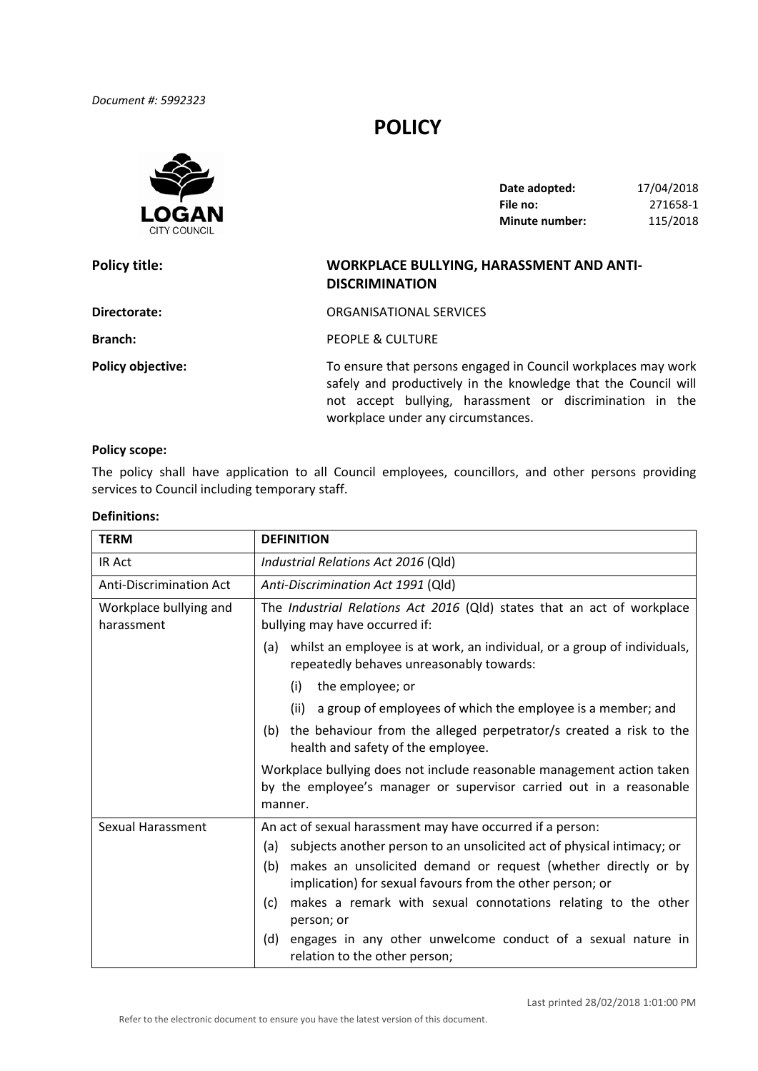*Document #: 5992323*

# POLICY

LOGAN CITY COUNCIL

| | |
|---|---|
| **Date adopted:** | 17/04/2018 |
| **File no:** | 271658-1 |
| **Minute number:** | 115/2018 |

**Policy title:** **WORKPLACE BULLYING, HARASSMENT AND ANTI-DISCRIMINATION**

**Directorate:** ORGANISATIONAL SERVICES

**Branch:** PEOPLE & CULTURE

**Policy objective:** To ensure that persons engaged in Council workplaces may work safely and productively in the knowledge that the Council will not accept bullying, harassment or discrimination in the workplace under any circumstances.

**Policy scope:**

The policy shall have application to all Council employees, councillors, and other persons providing services to Council including temporary staff.

**Definitions:**

| TERM | DEFINITION |
|---|---|
| IR Act | *Industrial Relations Act 2016* (Qld) |
| Anti-Discrimination Act | *Anti-Discrimination Act 1991* (Qld) |
| Workplace bullying and harassment | The *Industrial Relations Act 2016* (Qld) states that an act of workplace bullying may have occurred if:<br>(a) whilst an employee is at work, an individual, or a group of individuals, repeatedly behaves unreasonably towards:<br>(i) the employee; or<br>(ii) a group of employees of which the employee is a member; and<br>(b) the behaviour from the alleged perpetrator/s created a risk to the health and safety of the employee.<br>Workplace bullying does not include reasonable management action taken by the employee's manager or supervisor carried out in a reasonable manner. |
| Sexual Harassment | An act of sexual harassment may have occurred if a person:<br>(a) subjects another person to an unsolicited act of physical intimacy; or<br>(b) makes an unsolicited demand or request (whether directly or by implication) for sexual favours from the other person; or<br>(c) makes a remark with sexual connotations relating to the other person; or<br>(d) engages in any other unwelcome conduct of a sexual nature in relation to the other person; |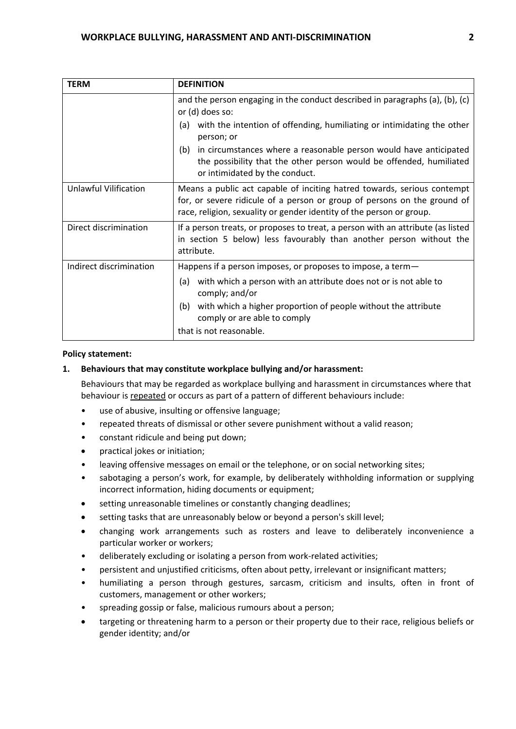| TERM | DEFINITION |
|---|---|
| | and the person engaging in the conduct described in paragraphs (a), (b), (c) or (d) does so:<br>(a) with the intention of offending, humiliating or intimidating the other person; or<br>(b) in circumstances where a reasonable person would have anticipated the possibility that the other person would be offended, humiliated or intimidated by the conduct. |
| Unlawful Vilification | Means a public act capable of inciting hatred towards, serious contempt for, or severe ridicule of a person or group of persons on the ground of race, religion, sexuality or gender identity of the person or group. |
| Direct discrimination | If a person treats, or proposes to treat, a person with an attribute (as listed in section 5 below) less favourably than another person without the attribute. |
| Indirect discrimination | Happens if a person imposes, or proposes to impose, a term—<br>(a) with which a person with an attribute does not or is not able to comply; and/or<br>(b) with which a higher proportion of people without the attribute comply or are able to comply<br>that is not reasonable. |

**Policy statement:**

**1. Behaviours that may constitute workplace bullying and/or harassment:**

Behaviours that may be regarded as workplace bullying and harassment in circumstances where that behaviour is <u>repeated</u> or occurs as part of a pattern of different behaviours include:

- use of abusive, insulting or offensive language;
- repeated threats of dismissal or other severe punishment without a valid reason;
- constant ridicule and being put down;
- practical jokes or initiation;
- leaving offensive messages on email or the telephone, or on social networking sites;
- sabotaging a person's work, for example, by deliberately withholding information or supplying incorrect information, hiding documents or equipment;
- setting unreasonable timelines or constantly changing deadlines;
- setting tasks that are unreasonably below or beyond a person's skill level;
- changing work arrangements such as rosters and leave to deliberately inconvenience a particular worker or workers;
- deliberately excluding or isolating a person from work-related activities;
- persistent and unjustified criticisms, often about petty, irrelevant or insignificant matters;
- humiliating a person through gestures, sarcasm, criticism and insults, often in front of customers, management or other workers;
- spreading gossip or false, malicious rumours about a person;
- targeting or threatening harm to a person or their property due to their race, religious beliefs or gender identity; and/or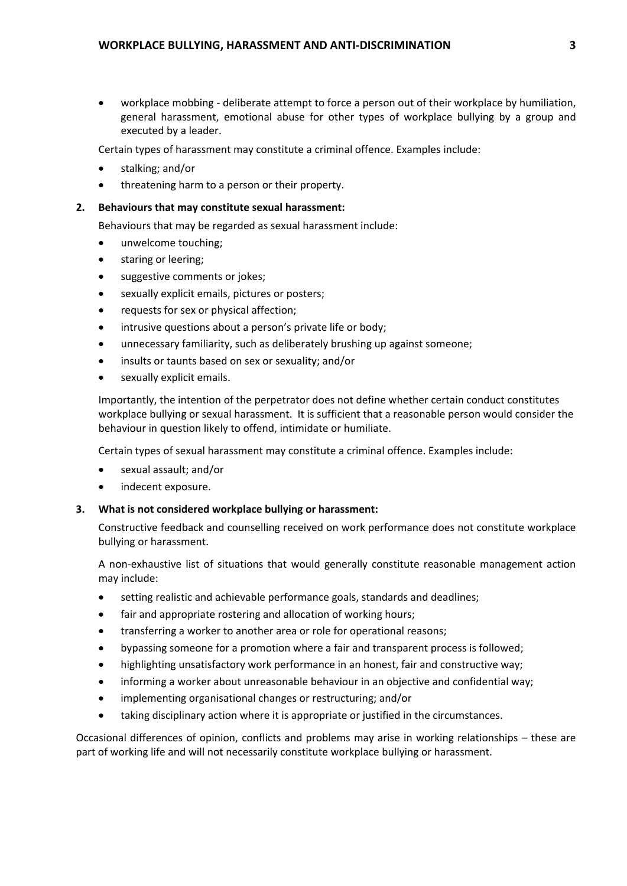- workplace mobbing - deliberate attempt to force a person out of their workplace by humiliation, general harassment, emotional abuse for other types of workplace bullying by a group and executed by a leader.

Certain types of harassment may constitute a criminal offence. Examples include:

- stalking; and/or
- threatening harm to a person or their property.

**2. Behaviours that may constitute sexual harassment:**

Behaviours that may be regarded as sexual harassment include:

- unwelcome touching;
- staring or leering;
- suggestive comments or jokes;
- sexually explicit emails, pictures or posters;
- requests for sex or physical affection;
- intrusive questions about a person's private life or body;
- unnecessary familiarity, such as deliberately brushing up against someone;
- insults or taunts based on sex or sexuality; and/or
- sexually explicit emails.

Importantly, the intention of the perpetrator does not define whether certain conduct constitutes workplace bullying or sexual harassment. It is sufficient that a reasonable person would consider the behaviour in question likely to offend, intimidate or humiliate.

Certain types of sexual harassment may constitute a criminal offence. Examples include:

- sexual assault; and/or
- indecent exposure.

**3. What is not considered workplace bullying or harassment:**

Constructive feedback and counselling received on work performance does not constitute workplace bullying or harassment.

A non-exhaustive list of situations that would generally constitute reasonable management action may include:

- setting realistic and achievable performance goals, standards and deadlines;
- fair and appropriate rostering and allocation of working hours;
- transferring a worker to another area or role for operational reasons;
- bypassing someone for a promotion where a fair and transparent process is followed;
- highlighting unsatisfactory work performance in an honest, fair and constructive way;
- informing a worker about unreasonable behaviour in an objective and confidential way;
- implementing organisational changes or restructuring; and/or
- taking disciplinary action where it is appropriate or justified in the circumstances.

Occasional differences of opinion, conflicts and problems may arise in working relationships – these are part of working life and will not necessarily constitute workplace bullying or harassment.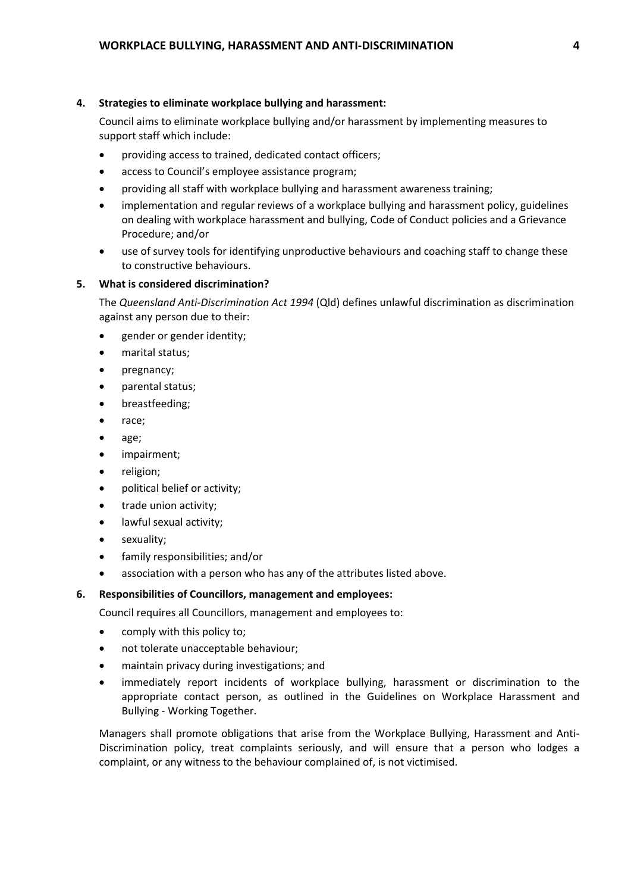## 4. Strategies to eliminate workplace bullying and harassment:

Council aims to eliminate workplace bullying and/or harassment by implementing measures to support staff which include:

- providing access to trained, dedicated contact officers;
- access to Council's employee assistance program;
- providing all staff with workplace bullying and harassment awareness training;
- implementation and regular reviews of a workplace bullying and harassment policy, guidelines on dealing with workplace harassment and bullying, Code of Conduct policies and a Grievance Procedure; and/or
- use of survey tools for identifying unproductive behaviours and coaching staff to change these to constructive behaviours.

## 5. What is considered discrimination?

The *Queensland Anti-Discrimination Act 1994* (Qld) defines unlawful discrimination as discrimination against any person due to their:

- gender or gender identity;
- marital status;
- pregnancy;
- parental status;
- breastfeeding;
- race;
- age;
- impairment;
- religion;
- political belief or activity;
- trade union activity;
- lawful sexual activity;
- sexuality;
- family responsibilities; and/or
- association with a person who has any of the attributes listed above.

## 6. Responsibilities of Councillors, management and employees:

Council requires all Councillors, management and employees to:

- comply with this policy to;
- not tolerate unacceptable behaviour;
- maintain privacy during investigations; and
- immediately report incidents of workplace bullying, harassment or discrimination to the appropriate contact person, as outlined in the Guidelines on Workplace Harassment and Bullying - Working Together.

Managers shall promote obligations that arise from the Workplace Bullying, Harassment and Anti-Discrimination policy, treat complaints seriously, and will ensure that a person who lodges a complaint, or any witness to the behaviour complained of, is not victimised.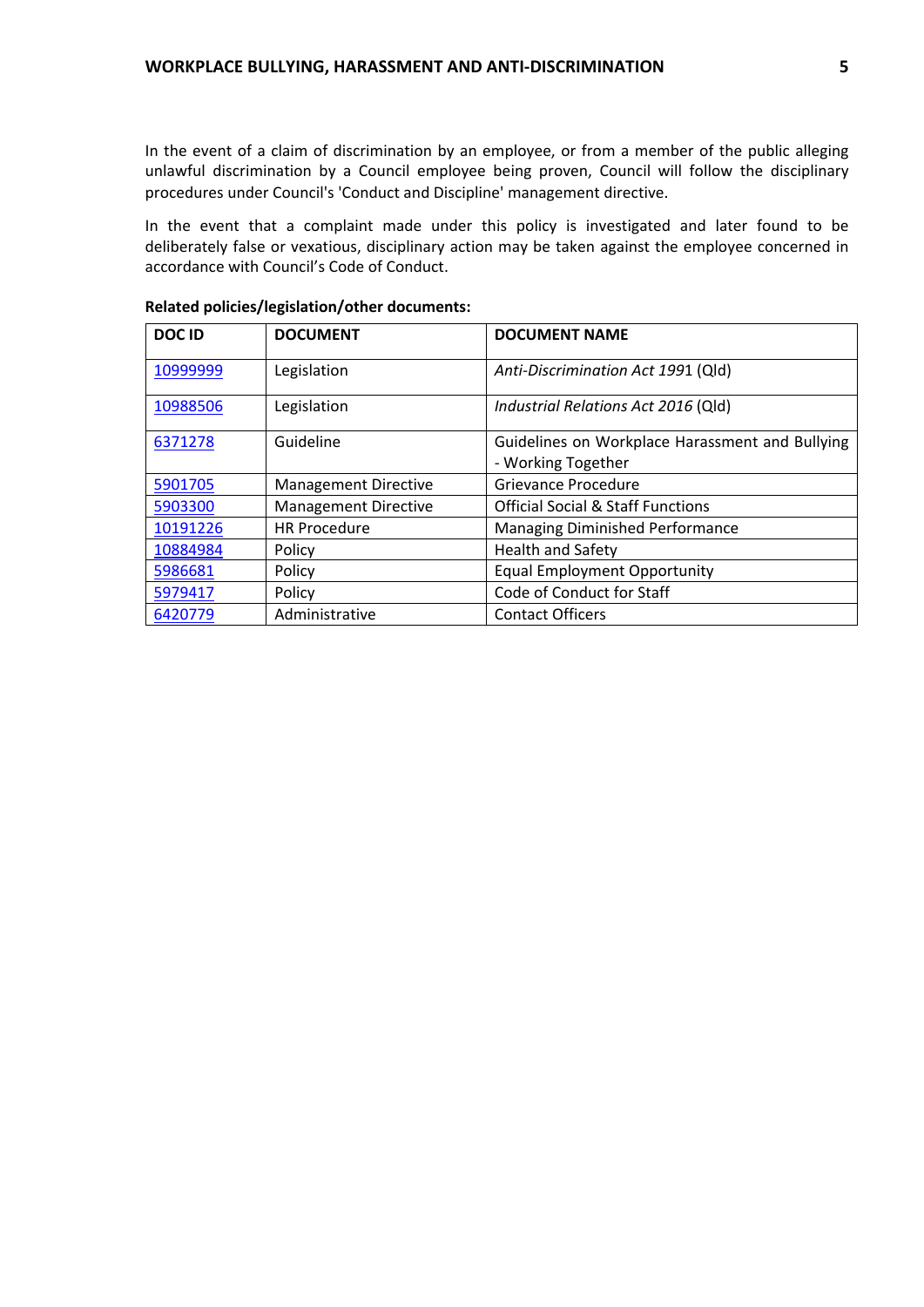In the event of a claim of discrimination by an employee, or from a member of the public alleging unlawful discrimination by a Council employee being proven, Council will follow the disciplinary procedures under Council's 'Conduct and Discipline' management directive.

In the event that a complaint made under this policy is investigated and later found to be deliberately false or vexatious, disciplinary action may be taken against the employee concerned in accordance with Council's Code of Conduct.

**Related policies/legislation/other documents:**

| DOC ID | DOCUMENT | DOCUMENT NAME |
|---|---|---|
| 10999999 | Legislation | *Anti-Discrimination Act 1991* (Qld) |
| 10988506 | Legislation | *Industrial Relations Act 2016* (Qld) |
| 6371278 | Guideline | Guidelines on Workplace Harassment and Bullying - Working Together |
| 5901705 | Management Directive | Grievance Procedure |
| 5903300 | Management Directive | Official Social & Staff Functions |
| 10191226 | HR Procedure | Managing Diminished Performance |
| 10884984 | Policy | Health and Safety |
| 5986681 | Policy | Equal Employment Opportunity |
| 5979417 | Policy | Code of Conduct for Staff |
| 6420779 | Administrative | Contact Officers |